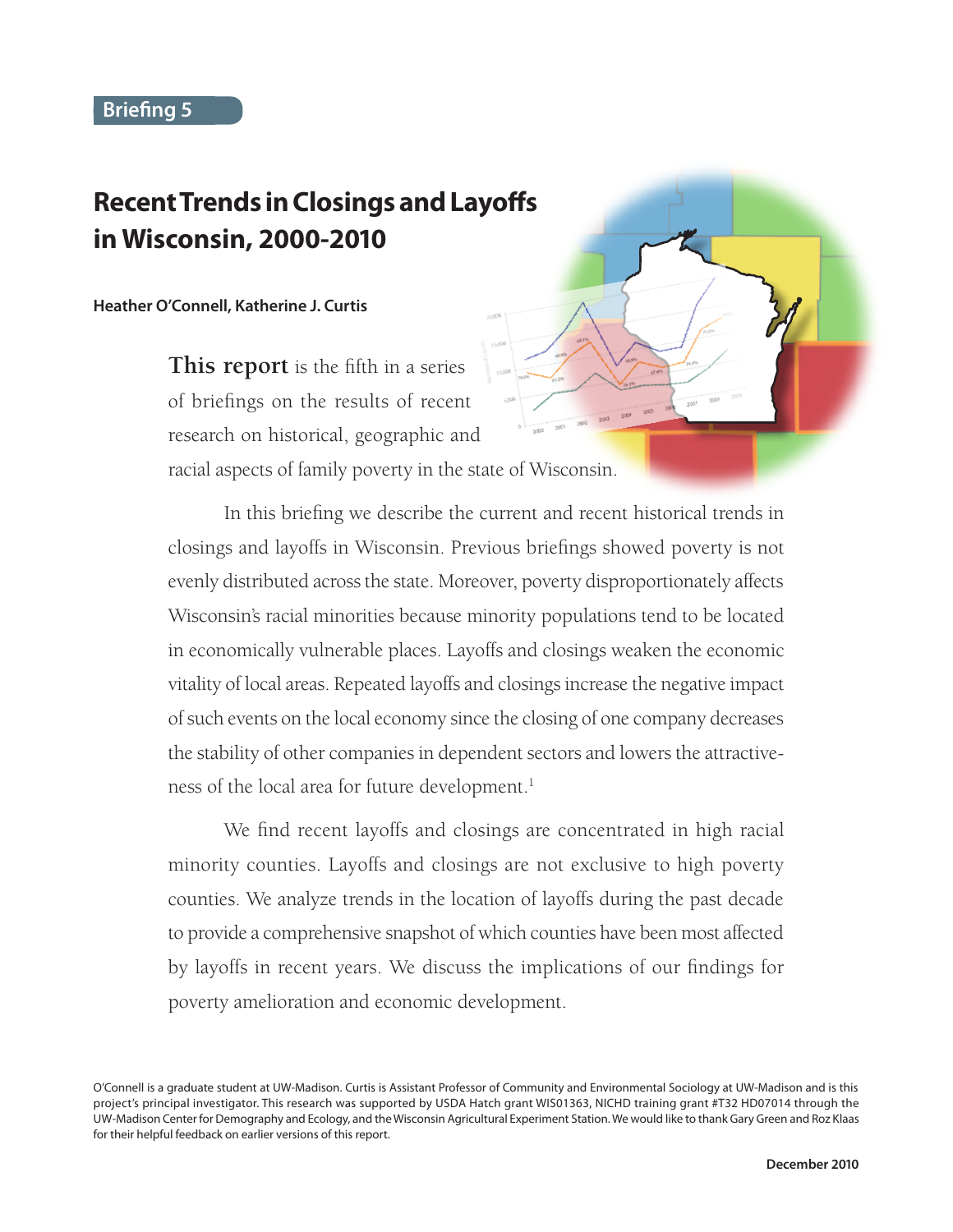Briefing 5

# Recent Trends in Closings and Layoffs in Wisconsin, 2000-2010

**Heather O'Connell, Katherine J. Curtis**

**This report** is the fifth in a series of briefings on the results of recent research on historical, geographic and racial aspects of family poverty in the state of Wisconsin.

In this briefing we describe the current and recent historical trends in closings and layoffs in Wisconsin. Previous briefings showed poverty is not evenly distributed across the state. Moreover, poverty disproportionately affects Wisconsin's racial minorities because minority populations tend to be located in economically vulnerable places. Layoffs and closings weaken the economic vitality of local areas. Repeated layoffs and closings increase the negative impact of such events on the local economy since the closing of one company decreases the stability of other companies in dependent sectors and lowers the attractiveness of the local area for future development.[1]

We find recent layoffs and closings are concentrated in high racial minority counties. Layoffs and closings are not exclusive to high poverty counties. We analyze trends in the location of layoffs during the past decade to provide a comprehensive snapshot of which counties have been most affected by layoffs in recent years. We discuss the implications of our findings for poverty amelioration and economic development.

O'Connell is a graduate student at UW-Madison. Curtis is Assistant Professor of Community and Environmental Sociology at UW-Madison and is this project's principal investigator. This research was supported by USDA Hatch grant WIS01363, NICHD training grant #T32 HD07014 through the UW-Madison Center for Demography and Ecology, and the Wisconsin Agricultural Experiment Station. We would like to thank Gary Green and Roz Klaas for their helpful feedback on earlier versions of this report.

December 2010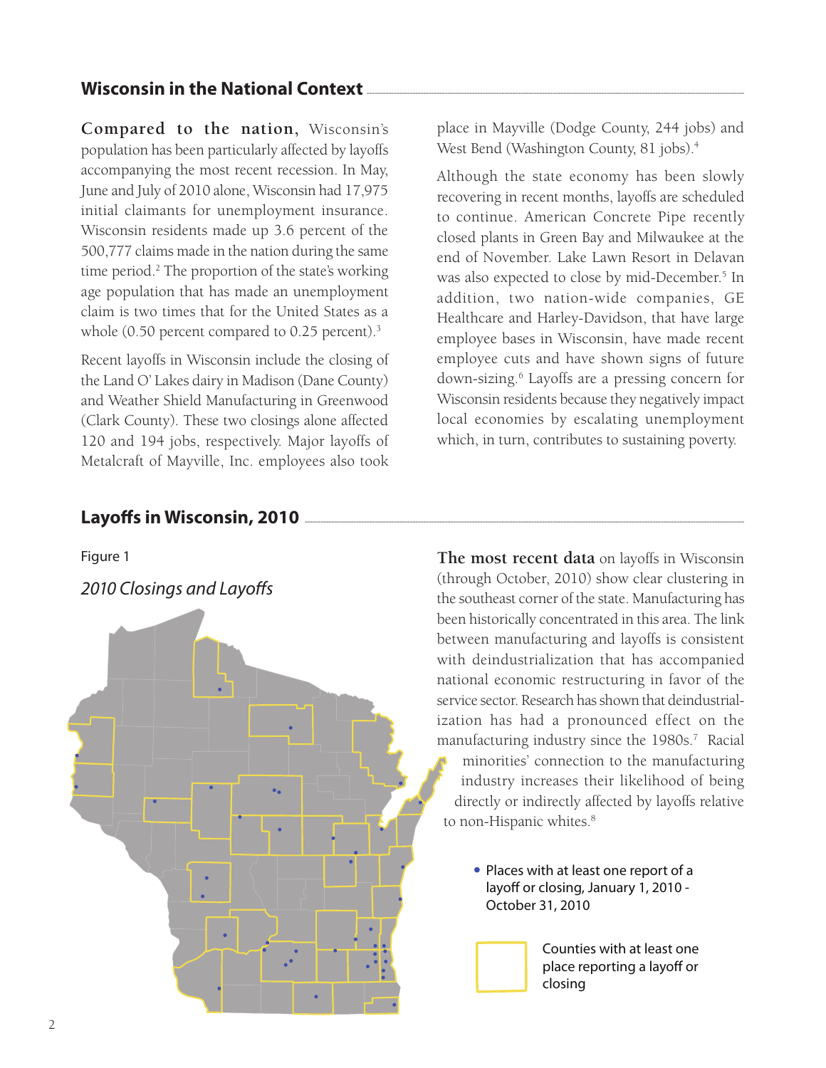## Wisconsin in the National Context

**Compared to the nation,** Wisconsin's population has been particularly affected by layoffs accompanying the most recent recession. In May, June and July of 2010 alone, Wisconsin had 17,975 initial claimants for unemployment insurance. Wisconsin residents made up 3.6 percent of the 500,777 claims made in the nation during the same time period.[2] The proportion of the state's working age population that has made an unemployment claim is two times that for the United States as a whole (0.50 percent compared to 0.25 percent).[3]

Recent layoffs in Wisconsin include the closing of the Land O' Lakes dairy in Madison (Dane County) and Weather Shield Manufacturing in Greenwood (Clark County). These two closings alone affected 120 and 194 jobs, respectively. Major layoffs of Metalcraft of Mayville, Inc. employees also took place in Mayville (Dodge County, 244 jobs) and West Bend (Washington County, 81 jobs).[4]

Although the state economy has been slowly recovering in recent months, layoffs are scheduled to continue. American Concrete Pipe recently closed plants in Green Bay and Milwaukee at the end of November. Lake Lawn Resort in Delavan was also expected to close by mid-December.[5] In addition, two nation-wide companies, GE Healthcare and Harley-Davidson, that have large employee bases in Wisconsin, have made recent employee cuts and have shown signs of future down-sizing.[6] Layoffs are a pressing concern for Wisconsin residents because they negatively impact local economies by escalating unemployment which, in turn, contributes to sustaining poverty.

## Layoffs in Wisconsin, 2010

Figure 1

*2010 Closings and Layoffs*

- Places with at least one report of a layoff or closing, January 1, 2010 - October 31, 2010
- Counties with at least one place reporting a layoff or closing

**The most recent data** on layoffs in Wisconsin (through October, 2010) show clear clustering in the southeast corner of the state. Manufacturing has been historically concentrated in this area. The link between manufacturing and layoffs is consistent with deindustrialization that has accompanied national economic restructuring in favor of the service sector. Research has shown that deindustrialization has had a pronounced effect on the manufacturing industry since the 1980s.[7] Racial minorities' connection to the manufacturing industry increases their likelihood of being directly or indirectly affected by layoffs relative to non-Hispanic whites.[8]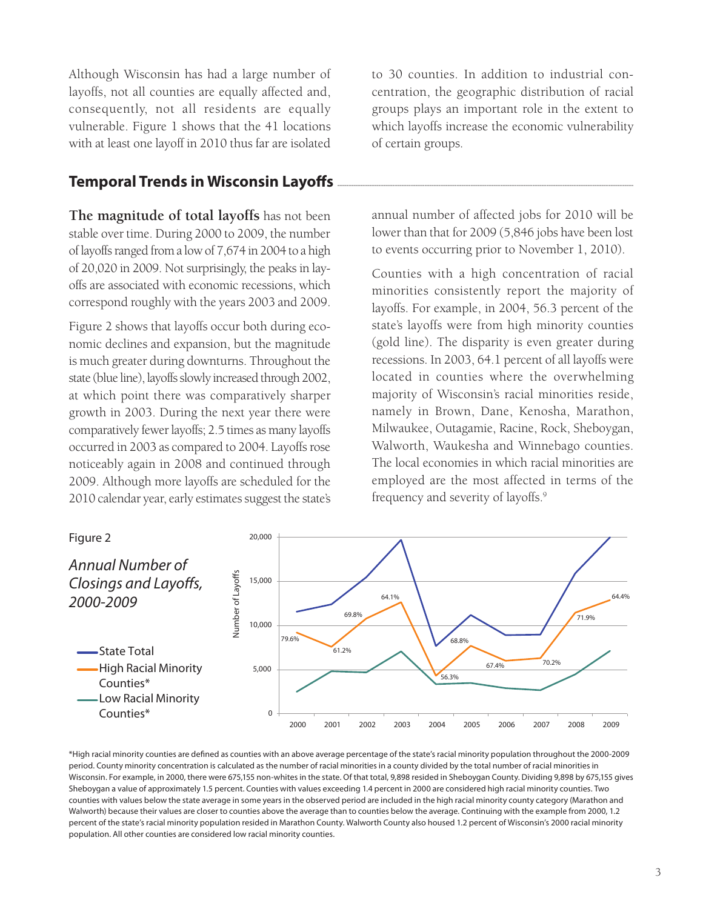Although Wisconsin has had a large number of layoffs, not all counties are equally affected and, consequently, not all residents are equally vulnerable. Figure 1 shows that the 41 locations with at least one layoff in 2010 thus far are isolated to 30 counties. In addition to industrial concentration, the geographic distribution of racial groups plays an important role in the extent to which layoffs increase the economic vulnerability of certain groups.

## Temporal Trends in Wisconsin Layoffs

**The magnitude of total layoffs** has not been stable over time. During 2000 to 2009, the number of layoffs ranged from a low of 7,674 in 2004 to a high of 20,020 in 2009. Not surprisingly, the peaks in layoffs are associated with economic recessions, which correspond roughly with the years 2003 and 2009.

Figure 2 shows that layoffs occur both during economic declines and expansion, but the magnitude is much greater during downturns. Throughout the state (blue line), layoffs slowly increased through 2002, at which point there was comparatively sharper growth in 2003. During the next year there were comparatively fewer layoffs; 2.5 times as many layoffs occurred in 2003 as compared to 2004. Layoffs rose noticeably again in 2008 and continued through 2009. Although more layoffs are scheduled for the 2010 calendar year, early estimates suggest the state's annual number of affected jobs for 2010 will be lower than that for 2009 (5,846 jobs have been lost to events occurring prior to November 1, 2010).

Counties with a high concentration of racial minorities consistently report the majority of layoffs. For example, in 2004, 56.3 percent of the state's layoffs were from high minority counties (gold line). The disparity is even greater during recessions. In 2003, 64.1 percent of all layoffs were located in counties where the overwhelming majority of Wisconsin's racial minorities reside, namely in Brown, Dane, Kenosha, Marathon, Milwaukee, Outagamie, Racine, Rock, Sheboygan, Walworth, Waukesha and Winnebago counties. The local economies in which racial minorities are employed are the most affected in terms of the frequency and severity of layoffs.[9]

Figure 2

*Annual Number of Closings and Layoffs, 2000-2009*

*High racial minority counties are defined as counties with an above average percentage of the state's racial minority population throughout the 2000-2009 period. County minority concentration is calculated as the number of racial minorities in a county divided by the total number of racial minorities in Wisconsin. For example, in 2000, there were 675,155 non-whites in the state. Of that total, 9,898 resided in Sheboygan County. Dividing 9,898 by 675,155 gives Sheboygan a value of approximately 1.5 percent. Counties with values exceeding 1.4 percent in 2000 are considered high racial minority counties. Two counties with values below the state average in some years in the observed period are included in the high racial minority county category (Marathon and Walworth) because their values are closer to counties above the average than to counties below the average. Continuing with the example from 2000, 1.2 percent of the state's racial minority population resided in Marathon County. Walworth County also housed 1.2 percent of Wisconsin's 2000 racial minority population. All other counties are considered low racial minority counties.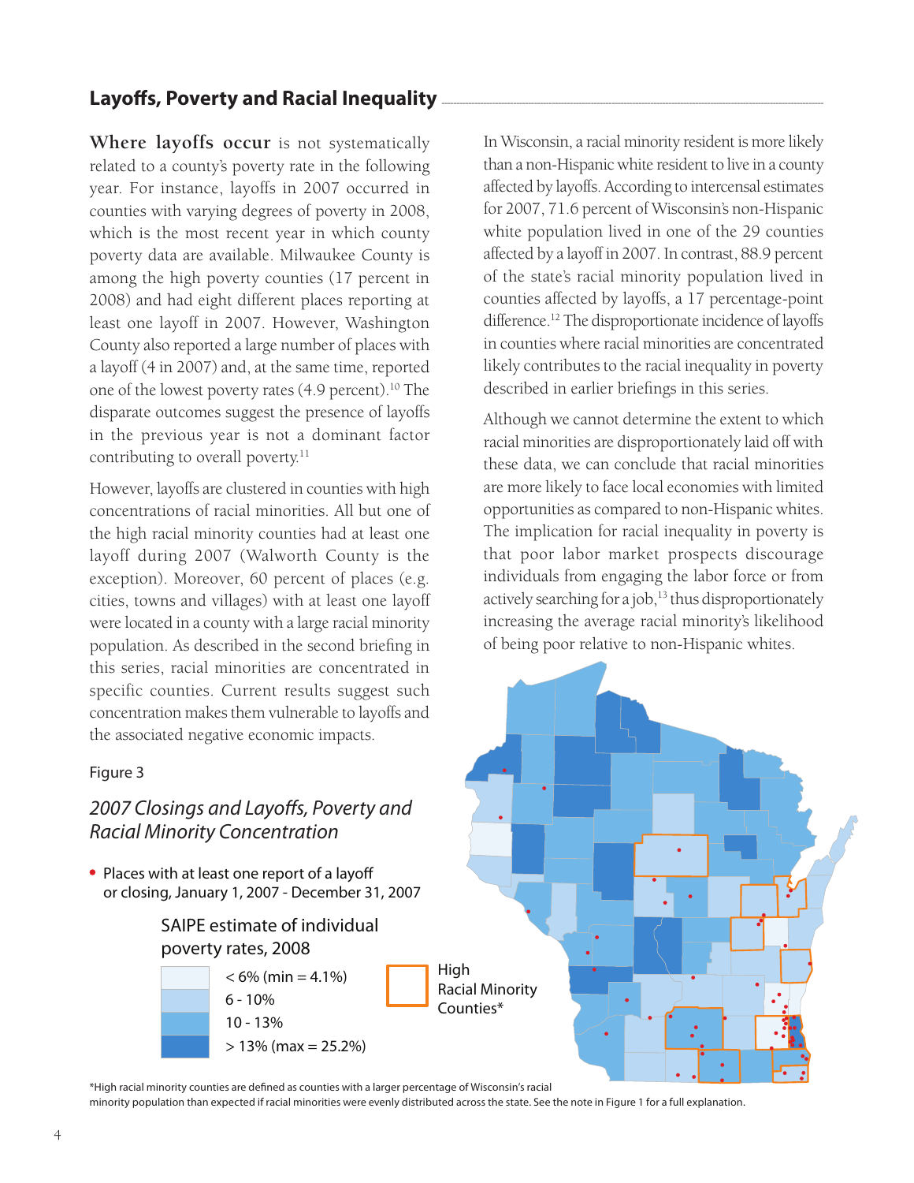## Layoffs, Poverty and Racial Inequality

**Where layoffs occur** is not systematically related to a county's poverty rate in the following year. For instance, layoffs in 2007 occurred in counties with varying degrees of poverty in 2008, which is the most recent year in which county poverty data are available. Milwaukee County is among the high poverty counties (17 percent in 2008) and had eight different places reporting at least one layoff in 2007. However, Washington County also reported a large number of places with a layoff (4 in 2007) and, at the same time, reported one of the lowest poverty rates (4.9 percent).[10] The disparate outcomes suggest the presence of layoffs in the previous year is not a dominant factor contributing to overall poverty.[11]

However, layoffs are clustered in counties with high concentrations of racial minorities. All but one of the high racial minority counties had at least one layoff during 2007 (Walworth County is the exception). Moreover, 60 percent of places (e.g. cities, towns and villages) with at least one layoff were located in a county with a large racial minority population. As described in the second briefing in this series, racial minorities are concentrated in specific counties. Current results suggest such concentration makes them vulnerable to layoffs and the associated negative economic impacts.

In Wisconsin, a racial minority resident is more likely than a non-Hispanic white resident to live in a county affected by layoffs. According to intercensal estimates for 2007, 71.6 percent of Wisconsin's non-Hispanic white population lived in one of the 29 counties affected by a layoff in 2007. In contrast, 88.9 percent of the state's racial minority population lived in counties affected by layoffs, a 17 percentage-point difference.[12] The disproportionate incidence of layoffs in counties where racial minorities are concentrated likely contributes to the racial inequality in poverty described in earlier briefings in this series.

Although we cannot determine the extent to which racial minorities are disproportionately laid off with these data, we can conclude that racial minorities are more likely to face local economies with limited opportunities as compared to non-Hispanic whites. The implication for racial inequality in poverty is that poor labor market prospects discourage individuals from engaging the labor force or from actively searching for a job,[13] thus disproportionately increasing the average racial minority's likelihood of being poor relative to non-Hispanic whites.

Figure 3

*2007 Closings and Layoffs, Poverty and Racial Minority Concentration*

- Places with at least one report of a layoff or closing, January 1, 2007 - December 31, 2007

SAIPE estimate of individual poverty rates, 2008

- < 6% (min = 4.1%)
- 6 - 10%
- 10 - 13%
- > 13% (max = 25.2%)

High Racial Minority Counties*

*High racial minority counties are defined as counties with a larger percentage of Wisconsin's racial minority population than expected if racial minorities were evenly distributed across the state. See the note in Figure 1 for a full explanation.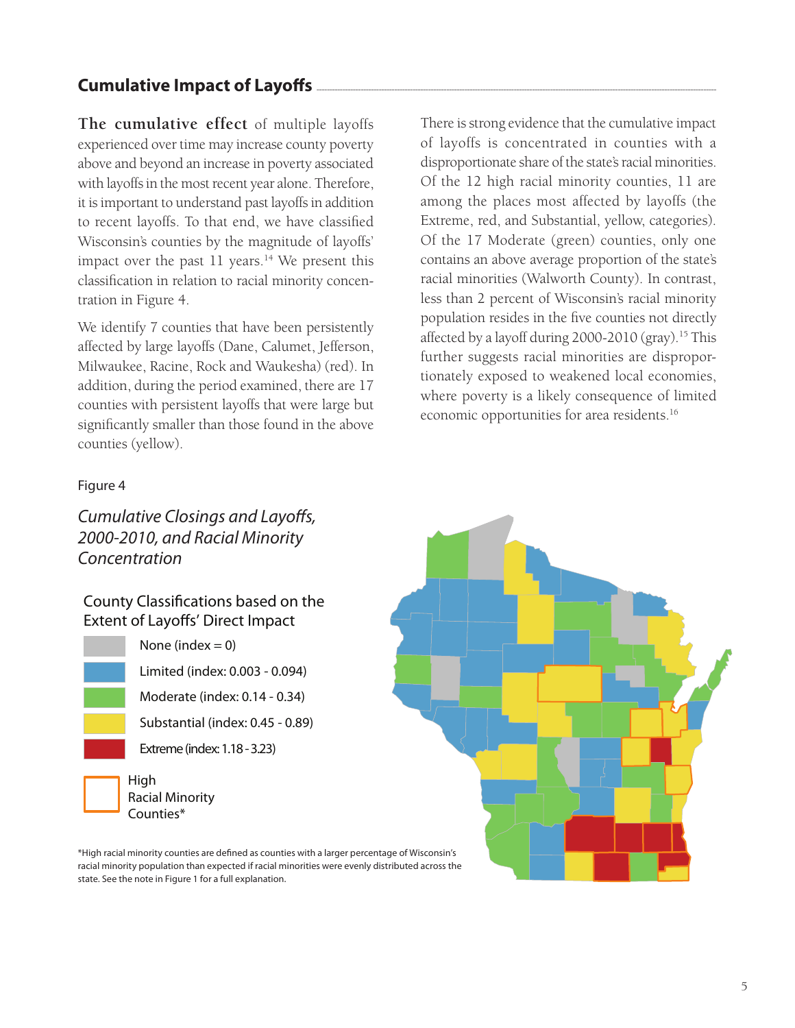## Cumulative Impact of Layoffs

**The cumulative effect** of multiple layoffs experienced over time may increase county poverty above and beyond an increase in poverty associated with layoffs in the most recent year alone. Therefore, it is important to understand past layoffs in addition to recent layoffs. To that end, we have classified Wisconsin's counties by the magnitude of layoffs' impact over the past 11 years.[14] We present this classification in relation to racial minority concentration in Figure 4.

We identify 7 counties that have been persistently affected by large layoffs (Dane, Calumet, Jefferson, Milwaukee, Racine, Rock and Waukesha) (red). In addition, during the period examined, there are 17 counties with persistent layoffs that were large but significantly smaller than those found in the above counties (yellow).

There is strong evidence that the cumulative impact of layoffs is concentrated in counties with a disproportionate share of the state's racial minorities. Of the 12 high racial minority counties, 11 are among the places most affected by layoffs (the Extreme, red, and Substantial, yellow, categories). Of the 17 Moderate (green) counties, only one contains an above average proportion of the state's racial minorities (Walworth County). In contrast, less than 2 percent of Wisconsin's racial minority population resides in the five counties not directly affected by a layoff during 2000-2010 (gray).[15] This further suggests racial minorities are disproportionately exposed to weakened local economies, where poverty is a likely consequence of limited economic opportunities for area residents.[16]

Figure 4

*Cumulative Closings and Layoffs, 2000-2010, and Racial Minority Concentration*

County Classifications based on the Extent of Layoffs' Direct Impact

- None (index = 0)
- Limited (index: 0.003 - 0.094)
- Moderate (index: 0.14 - 0.34)
- Substantial (index: 0.45 - 0.89)
- Extreme (index: 1.18 - 3.23)
- High Racial Minority Counties*

*High racial minority counties are defined as counties with a larger percentage of Wisconsin's racial minority population than expected if racial minorities were evenly distributed across the state. See the note in Figure 1 for a full explanation.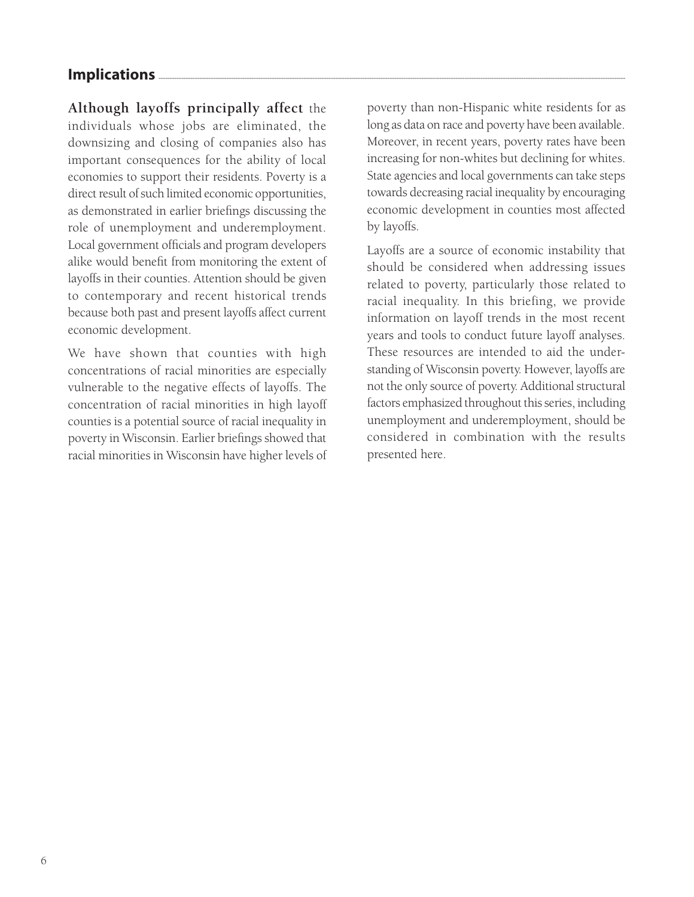## Implications

**Although layoffs principally affect** the individuals whose jobs are eliminated, the downsizing and closing of companies also has important consequences for the ability of local economies to support their residents. Poverty is a direct result of such limited economic opportunities, as demonstrated in earlier briefings discussing the role of unemployment and underemployment. Local government officials and program developers alike would benefit from monitoring the extent of layoffs in their counties. Attention should be given to contemporary and recent historical trends because both past and present layoffs affect current economic development.

We have shown that counties with high concentrations of racial minorities are especially vulnerable to the negative effects of layoffs. The concentration of racial minorities in high layoff counties is a potential source of racial inequality in poverty in Wisconsin. Earlier briefings showed that racial minorities in Wisconsin have higher levels of poverty than non-Hispanic white residents for as long as data on race and poverty have been available. Moreover, in recent years, poverty rates have been increasing for non-whites but declining for whites. State agencies and local governments can take steps towards decreasing racial inequality by encouraging economic development in counties most affected by layoffs.

Layoffs are a source of economic instability that should be considered when addressing issues related to poverty, particularly those related to racial inequality. In this briefing, we provide information on layoff trends in the most recent years and tools to conduct future layoff analyses. These resources are intended to aid the understanding of Wisconsin poverty. However, layoffs are not the only source of poverty. Additional structural factors emphasized throughout this series, including unemployment and underemployment, should be considered in combination with the results presented here.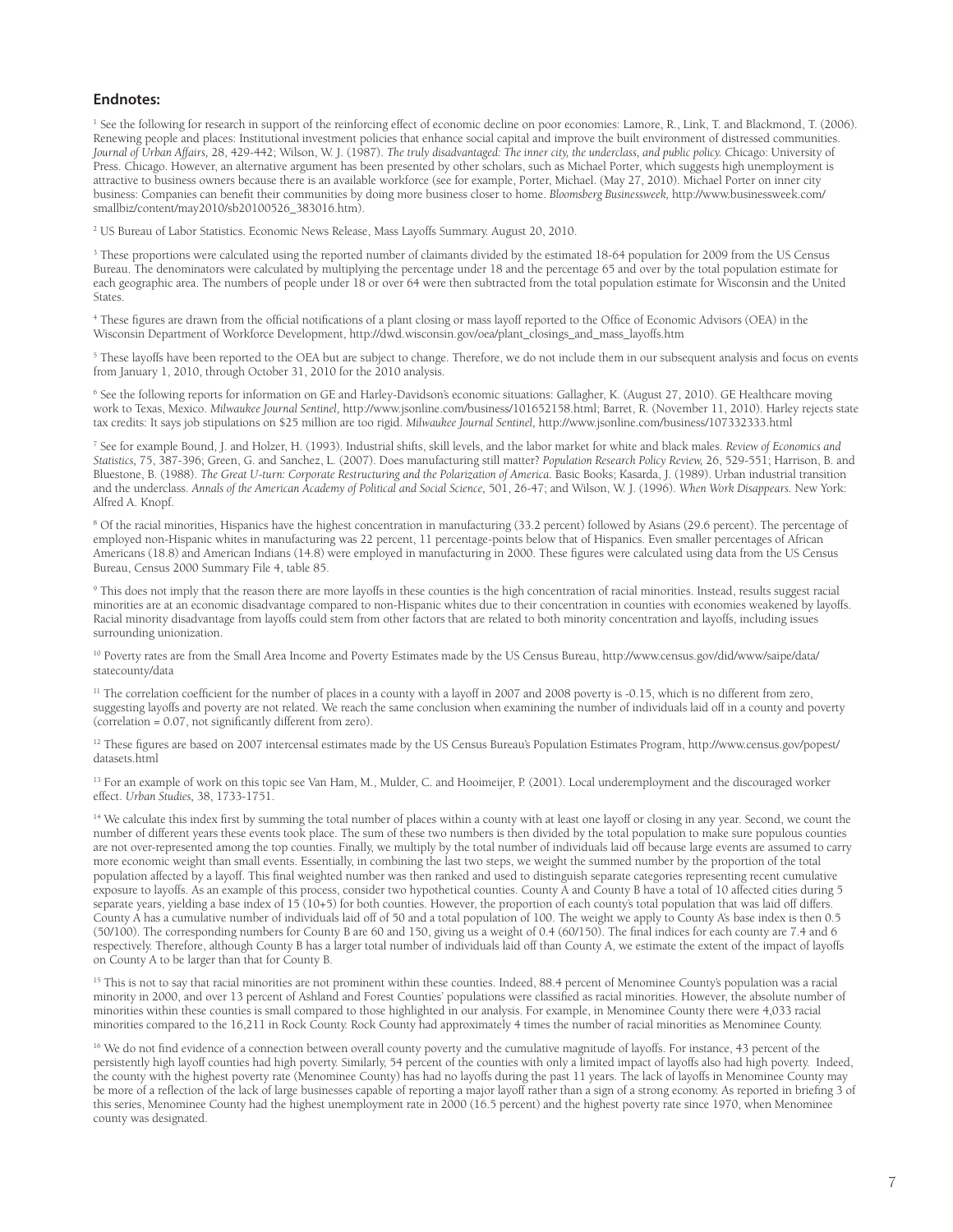## Endnotes:

[1] See the following for research in support of the reinforcing effect of economic decline on poor economies: Lamore, R., Link, T. and Blackmond, T. (2006). Renewing people and places: Institutional investment policies that enhance social capital and improve the built environment of distressed communities. *Journal of Urban Affairs,* 28, 429-442; Wilson, W. J. (1987). *The truly disadvantaged: The inner city, the underclass, and public policy.* Chicago: University of Press. Chicago. However, an alternative argument has been presented by other scholars, such as Michael Porter, which suggests high unemployment is attractive to business owners because there is an available workforce (see for example, Porter, Michael. (May 27, 2010). Michael Porter on inner city business: Companies can benefit their communities by doing more business closer to home. *Bloomsberg Businessweek,* http://www.businessweek.com/smallbiz/content/may2010/sb20100526_383016.htm).

[2] US Bureau of Labor Statistics. Economic News Release, Mass Layoffs Summary. August 20, 2010.

[3] These proportions were calculated using the reported number of claimants divided by the estimated 18-64 population for 2009 from the US Census Bureau. The denominators were calculated by multiplying the percentage under 18 and the percentage 65 and over by the total population estimate for each geographic area. The numbers of people under 18 or over 64 were then subtracted from the total population estimate for Wisconsin and the United States.

[4] These figures are drawn from the official notifications of a plant closing or mass layoff reported to the Office of Economic Advisors (OEA) in the Wisconsin Department of Workforce Development, http://dwd.wisconsin.gov/oea/plant_closings_and_mass_layoffs.htm

[5] These layoffs have been reported to the OEA but are subject to change. Therefore, we do not include them in our subsequent analysis and focus on events from January 1, 2010, through October 31, 2010 for the 2010 analysis.

[6] See the following reports for information on GE and Harley-Davidson's economic situations: Gallagher, K. (August 27, 2010). GE Healthcare moving work to Texas, Mexico. *Milwaukee Journal Sentinel,* http://www.jsonline.com/business/101652158.html; Barret, R. (November 11, 2010). Harley rejects state tax credits: It says job stipulations on $25 million are too rigid. *Milwaukee Journal Sentinel,* http://www.jsonline.com/business/107332333.html

[7] See for example Bound, J. and Holzer, H. (1993). Industrial shifts, skill levels, and the labor market for white and black males. *Review of Economics and Statistics,* 75, 387-396; Green, G. and Sanchez, L. (2007). Does manufacturing still matter? *Population Research Policy Review,* 26, 529-551; Harrison, B. and Bluestone, B. (1988). *The Great U-turn: Corporate Restructuring and the Polarization of America.* Basic Books; Kasarda, J. (1989). Urban industrial transition and the underclass. *Annals of the American Academy of Political and Social Science,* 501, 26-47; and Wilson, W. J. (1996). *When Work Disappears.* New York: Alfred A. Knopf.

[8] Of the racial minorities, Hispanics have the highest concentration in manufacturing (33.2 percent) followed by Asians (29.6 percent). The percentage of employed non-Hispanic whites in manufacturing was 22 percent, 11 percentage-points below that of Hispanics. Even smaller percentages of African Americans (18.8) and American Indians (14.8) were employed in manufacturing in 2000. These figures were calculated using data from the US Census Bureau, Census 2000 Summary File 4, table 85.

[9] This does not imply that the reason there are more layoffs in these counties is the high concentration of racial minorities. Instead, results suggest racial minorities are at an economic disadvantage compared to non-Hispanic whites due to their concentration in counties with economies weakened by layoffs. Racial minority disadvantage from layoffs could stem from other factors that are related to both minority concentration and layoffs, including issues surrounding unionization.

[10] Poverty rates are from the Small Area Income and Poverty Estimates made by the US Census Bureau, http://www.census.gov/did/www/saipe/data/statecounty/data

[11] The correlation coefficient for the number of places in a county with a layoff in 2007 and 2008 poverty is -0.15, which is no different from zero, suggesting layoffs and poverty are not related. We reach the same conclusion when examining the number of individuals laid off in a county and poverty (correlation = 0.07, not significantly different from zero).

[12] These figures are based on 2007 intercensal estimates made by the US Census Bureau's Population Estimates Program, http://www.census.gov/popest/datasets.html

[13] For an example of work on this topic see Van Ham, M., Mulder, C. and Hooimeijer, P. (2001). Local underemployment and the discouraged worker effect. *Urban Studies,* 38, 1733-1751.

[14] We calculate this index first by summing the total number of places within a county with at least one layoff or closing in any year. Second, we count the number of different years these events took place. The sum of these two numbers is then divided by the total population to make sure populous counties are not over-represented among the top counties. Finally, we multiply by the total number of individuals laid off because large events are assumed to carry more economic weight than small events. Essentially, in combining the last two steps, we weight the summed number by the proportion of the total population affected by a layoff. This final weighted number was then ranked and used to distinguish separate categories representing recent cumulative exposure to layoffs. As an example of this process, consider two hypothetical counties. County A and County B have a total of 10 affected cities during 5 separate years, yielding a base index of 15 (10+5) for both counties. However, the proportion of each county's total population that was laid off differs. County A has a cumulative number of individuals laid off of 50 and a total population of 100. The weight we apply to County A's base index is then 0.5 (50/100). The corresponding numbers for County B are 60 and 150, giving us a weight of 0.4 (60/150). The final indices for each county are 7.4 and 6 respectively. Therefore, although County B has a larger total number of individuals laid off than County A, we estimate the extent of the impact of layoffs on County A to be larger than that for County B.

[15] This is not to say that racial minorities are not prominent within these counties. Indeed, 88.4 percent of Menominee County's population was a racial minority in 2000, and over 13 percent of Ashland and Forest Counties' populations were classified as racial minorities. However, the absolute number of minorities within these counties is small compared to those highlighted in our analysis. For example, in Menominee County there were 4,033 racial minorities compared to the 16,211 in Rock County. Rock County had approximately 4 times the number of racial minorities as Menominee County.

[16] We do not find evidence of a connection between overall county poverty and the cumulative magnitude of layoffs. For instance, 43 percent of the persistently high layoff counties had high poverty. Similarly, 54 percent of the counties with only a limited impact of layoffs also had high poverty. Indeed, the county with the highest poverty rate (Menominee County) has had no layoffs during the past 11 years. The lack of layoffs in Menominee County may be more of a reflection of the lack of large businesses capable of reporting a major layoff rather than a sign of a strong economy. As reported in briefing 3 of this series, Menominee County had the highest unemployment rate in 2000 (16.5 percent) and the highest poverty rate since 1970, when Menominee county was designated.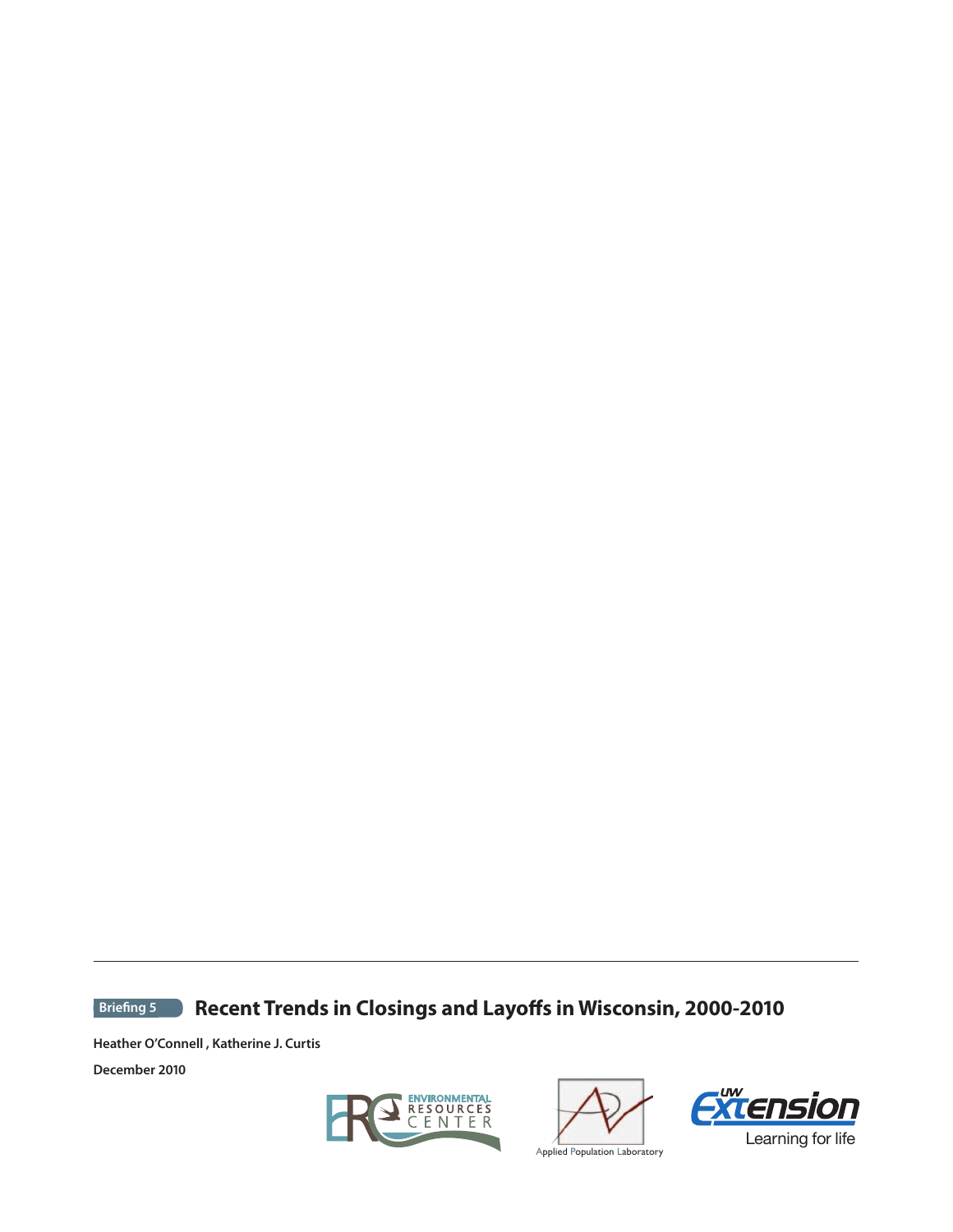Briefing 5

# Recent Trends in Closings and Layoffs in Wisconsin, 2000-2010

**Heather O'Connell , Katherine J. Curtis**

**December 2010**

ENVIRONMENTAL RESOURCES CENTER

Applied Population Laboratory

UW Extension

Learning for life